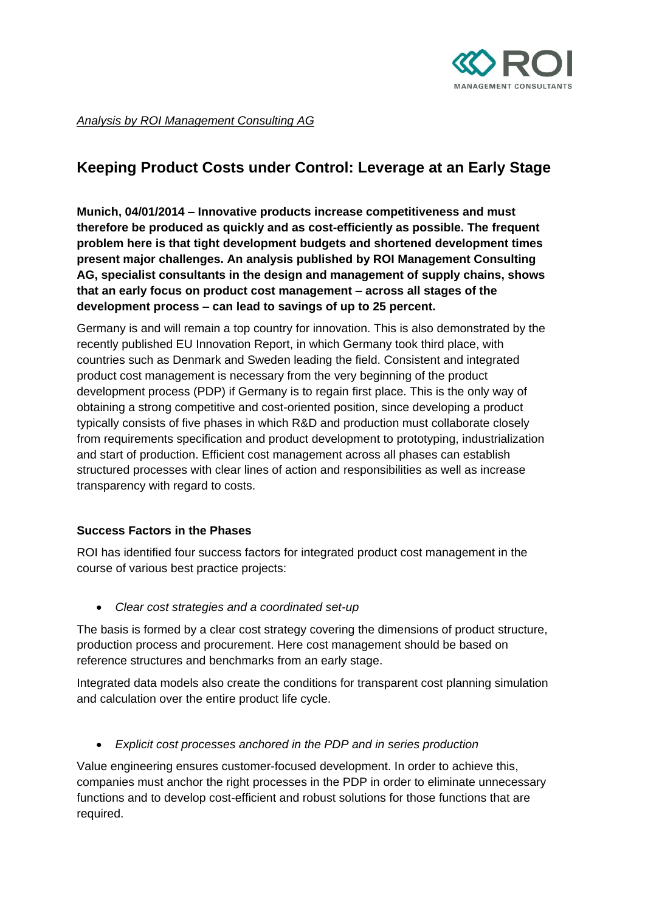*Analysis by ROI Management Consulting AG*

# Keeping Product Costs under Control: Leverage at an Early Stage

**Munich, 04/01/2014 – Innovative products increase competitiveness and must therefore be produced as quickly and as cost-efficiently as possible. The frequent problem here is that tight development budgets and shortened development times present major challenges. An analysis published by ROI Management Consulting AG, specialist consultants in the design and management of supply chains, shows that an early focus on product cost management – across all stages of the development process – can lead to savings of up to 25 percent.**

Germany is and will remain a top country for innovation. This is also demonstrated by the recently published EU Innovation Report, in which Germany took third place, with countries such as Denmark and Sweden leading the field. Consistent and integrated product cost management is necessary from the very beginning of the product development process (PDP) if Germany is to regain first place. This is the only way of obtaining a strong competitive and cost-oriented position, since developing a product typically consists of five phases in which R&D and production must collaborate closely from requirements specification and product development to prototyping, industrialization and start of production. Efficient cost management across all phases can establish structured processes with clear lines of action and responsibilities as well as increase transparency with regard to costs.

### Success Factors in the Phases

ROI has identified four success factors for integrated product cost management in the course of various best practice projects:

- *Clear cost strategies and a coordinated set-up*

The basis is formed by a clear cost strategy covering the dimensions of product structure, production process and procurement. Here cost management should be based on reference structures and benchmarks from an early stage.

Integrated data models also create the conditions for transparent cost planning simulation and calculation over the entire product life cycle.

- *Explicit cost processes anchored in the PDP and in series production*

Value engineering ensures customer-focused development. In order to achieve this, companies must anchor the right processes in the PDP in order to eliminate unnecessary functions and to develop cost-efficient and robust solutions for those functions that are required.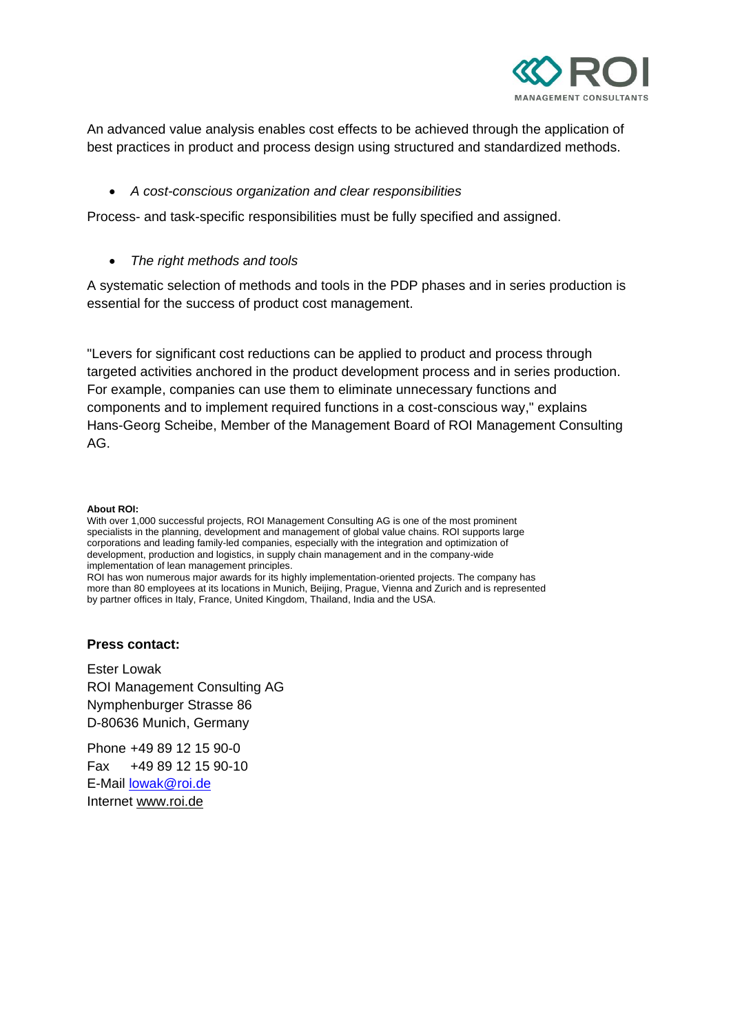An advanced value analysis enables cost effects to be achieved through the application of best practices in product and process design using structured and standardized methods.

- *A cost-conscious organization and clear responsibilities*

Process- and task-specific responsibilities must be fully specified and assigned.

- *The right methods and tools*

A systematic selection of methods and tools in the PDP phases and in series production is essential for the success of product cost management.

"Levers for significant cost reductions can be applied to product and process through targeted activities anchored in the product development process and in series production. For example, companies can use them to eliminate unnecessary functions and components and to implement required functions in a cost-conscious way," explains Hans-Georg Scheibe, Member of the Management Board of ROI Management Consulting AG.

**About ROI:**
With over 1,000 successful projects, ROI Management Consulting AG is one of the most prominent specialists in the planning, development and management of global value chains. ROI supports large corporations and leading family-led companies, especially with the integration and optimization of development, production and logistics, in supply chain management and in the company-wide implementation of lean management principles.
ROI has won numerous major awards for its highly implementation-oriented projects. The company has more than 80 employees at its locations in Munich, Beijing, Prague, Vienna and Zurich and is represented by partner offices in Italy, France, United Kingdom, Thailand, India and the USA.

**Press contact:**

Ester Lowak
ROI Management Consulting AG
Nymphenburger Strasse 86
D-80636 Munich, Germany

Phone +49 89 12 15 90-0
Fax +49 89 12 15 90-10
E-Mail lowak@roi.de
Internet www.roi.de